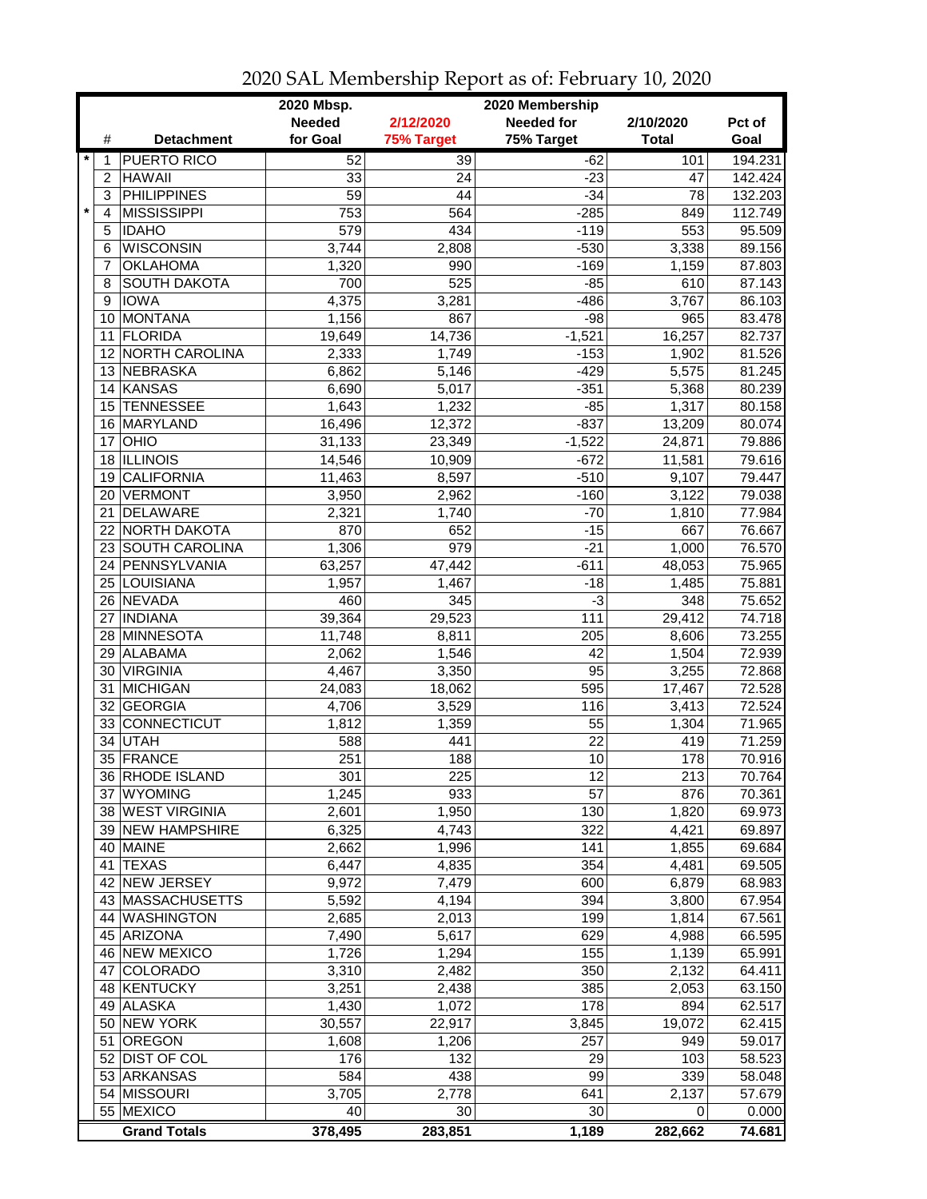# 2020 SAL Membership Report as of: February 10, 2020

| | # | Detachment | 2020 Mbsp. Needed for Goal | 2/12/2020 75% Target | 2020 Membership Needed for 75% Target | 2/10/2020 Total | Pct of Goal |
|---|---|---|---|---|---|---|---|
| * | 1 | PUERTO RICO | 52 | 39 | -62 | 101 | 194.231 |
| | 2 | HAWAII | 33 | 24 | -23 | 47 | 142.424 |
| | 3 | PHILIPPINES | 59 | 44 | -34 | 78 | 132.203 |
| * | 4 | MISSISSIPPI | 753 | 564 | -285 | 849 | 112.749 |
| | 5 | IDAHO | 579 | 434 | -119 | 553 | 95.509 |
| | 6 | WISCONSIN | 3,744 | 2,808 | -530 | 3,338 | 89.156 |
| | 7 | OKLAHOMA | 1,320 | 990 | -169 | 1,159 | 87.803 |
| | 8 | SOUTH DAKOTA | 700 | 525 | -85 | 610 | 87.143 |
| | 9 | IOWA | 4,375 | 3,281 | -486 | 3,767 | 86.103 |
| | 10 | MONTANA | 1,156 | 867 | -98 | 965 | 83.478 |
| | 11 | FLORIDA | 19,649 | 14,736 | -1,521 | 16,257 | 82.737 |
| | 12 | NORTH CAROLINA | 2,333 | 1,749 | -153 | 1,902 | 81.526 |
| | 13 | NEBRASKA | 6,862 | 5,146 | -429 | 5,575 | 81.245 |
| | 14 | KANSAS | 6,690 | 5,017 | -351 | 5,368 | 80.239 |
| | 15 | TENNESSEE | 1,643 | 1,232 | -85 | 1,317 | 80.158 |
| | 16 | MARYLAND | 16,496 | 12,372 | -837 | 13,209 | 80.074 |
| | 17 | OHIO | 31,133 | 23,349 | -1,522 | 24,871 | 79.886 |
| | 18 | ILLINOIS | 14,546 | 10,909 | -672 | 11,581 | 79.616 |
| | 19 | CALIFORNIA | 11,463 | 8,597 | -510 | 9,107 | 79.447 |
| | 20 | VERMONT | 3,950 | 2,962 | -160 | 3,122 | 79.038 |
| | 21 | DELAWARE | 2,321 | 1,740 | -70 | 1,810 | 77.984 |
| | 22 | NORTH DAKOTA | 870 | 652 | -15 | 667 | 76.667 |
| | 23 | SOUTH CAROLINA | 1,306 | 979 | -21 | 1,000 | 76.570 |
| | 24 | PENNSYLVANIA | 63,257 | 47,442 | -611 | 48,053 | 75.965 |
| | 25 | LOUISIANA | 1,957 | 1,467 | -18 | 1,485 | 75.881 |
| | 26 | NEVADA | 460 | 345 | -3 | 348 | 75.652 |
| | 27 | INDIANA | 39,364 | 29,523 | 111 | 29,412 | 74.718 |
| | 28 | MINNESOTA | 11,748 | 8,811 | 205 | 8,606 | 73.255 |
| | 29 | ALABAMA | 2,062 | 1,546 | 42 | 1,504 | 72.939 |
| | 30 | VIRGINIA | 4,467 | 3,350 | 95 | 3,255 | 72.868 |
| | 31 | MICHIGAN | 24,083 | 18,062 | 595 | 17,467 | 72.528 |
| | 32 | GEORGIA | 4,706 | 3,529 | 116 | 3,413 | 72.524 |
| | 33 | CONNECTICUT | 1,812 | 1,359 | 55 | 1,304 | 71.965 |
| | 34 | UTAH | 588 | 441 | 22 | 419 | 71.259 |
| | 35 | FRANCE | 251 | 188 | 10 | 178 | 70.916 |
| | 36 | RHODE ISLAND | 301 | 225 | 12 | 213 | 70.764 |
| | 37 | WYOMING | 1,245 | 933 | 57 | 876 | 70.361 |
| | 38 | WEST VIRGINIA | 2,601 | 1,950 | 130 | 1,820 | 69.973 |
| | 39 | NEW HAMPSHIRE | 6,325 | 4,743 | 322 | 4,421 | 69.897 |
| | 40 | MAINE | 2,662 | 1,996 | 141 | 1,855 | 69.684 |
| | 41 | TEXAS | 6,447 | 4,835 | 354 | 4,481 | 69.505 |
| | 42 | NEW JERSEY | 9,972 | 7,479 | 600 | 6,879 | 68.983 |
| | 43 | MASSACHUSETTS | 5,592 | 4,194 | 394 | 3,800 | 67.954 |
| | 44 | WASHINGTON | 2,685 | 2,013 | 199 | 1,814 | 67.561 |
| | 45 | ARIZONA | 7,490 | 5,617 | 629 | 4,988 | 66.595 |
| | 46 | NEW MEXICO | 1,726 | 1,294 | 155 | 1,139 | 65.991 |
| | 47 | COLORADO | 3,310 | 2,482 | 350 | 2,132 | 64.411 |
| | 48 | KENTUCKY | 3,251 | 2,438 | 385 | 2,053 | 63.150 |
| | 49 | ALASKA | 1,430 | 1,072 | 178 | 894 | 62.517 |
| | 50 | NEW YORK | 30,557 | 22,917 | 3,845 | 19,072 | 62.415 |
| | 51 | OREGON | 1,608 | 1,206 | 257 | 949 | 59.017 |
| | 52 | DIST OF COL | 176 | 132 | 29 | 103 | 58.523 |
| | 53 | ARKANSAS | 584 | 438 | 99 | 339 | 58.048 |
| | 54 | MISSOURI | 3,705 | 2,778 | 641 | 2,137 | 57.679 |
| | 55 | MEXICO | 40 | 30 | 30 | 0 | 0.000 |
| | | **Grand Totals** | **378,495** | **283,851** | **1,189** | **282,662** | **74.681** |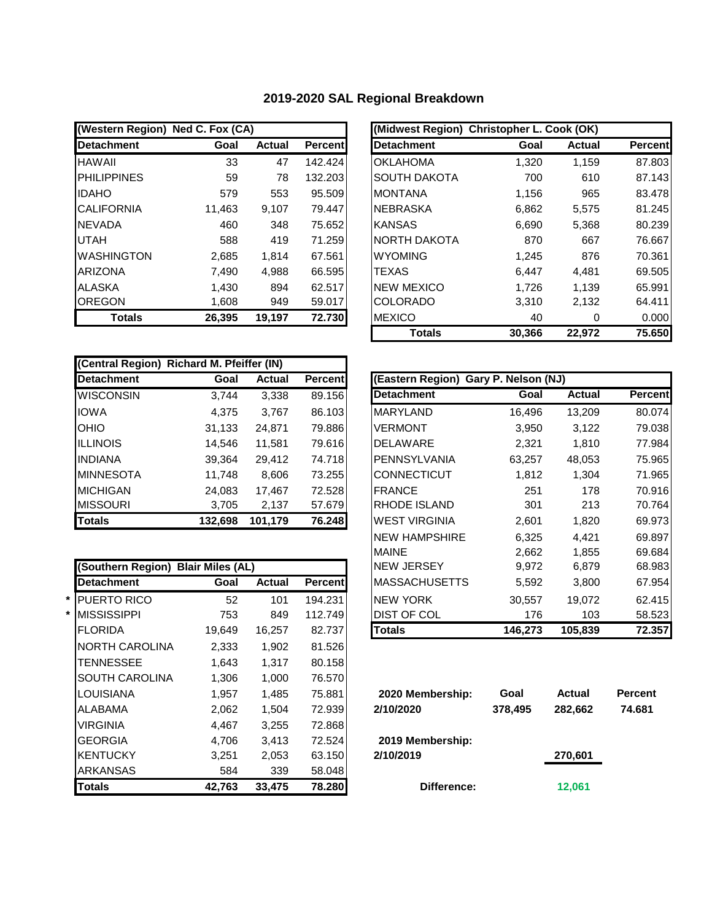# 2019-2020 SAL Regional Breakdown

| (Western Region) Ned C. Fox (CA) | | | |
|---|---|---|---|
| **Detachment** | **Goal** | **Actual** | **Percent** |
| HAWAII | 33 | 47 | 142.424 |
| PHILIPPINES | 59 | 78 | 132.203 |
| IDAHO | 579 | 553 | 95.509 |
| CALIFORNIA | 11,463 | 9,107 | 79.447 |
| NEVADA | 460 | 348 | 75.652 |
| UTAH | 588 | 419 | 71.259 |
| WASHINGTON | 2,685 | 1,814 | 67.561 |
| ARIZONA | 7,490 | 4,988 | 66.595 |
| ALASKA | 1,430 | 894 | 62.517 |
| OREGON | 1,608 | 949 | 59.017 |
| **Totals** | **26,395** | **19,197** | **72.730** |

| (Midwest Region) Christopher L. Cook (OK) | | | |
|---|---|---|---|
| **Detachment** | **Goal** | **Actual** | **Percent** |
| OKLAHOMA | 1,320 | 1,159 | 87.803 |
| SOUTH DAKOTA | 700 | 610 | 87.143 |
| MONTANA | 1,156 | 965 | 83.478 |
| NEBRASKA | 6,862 | 5,575 | 81.245 |
| KANSAS | 6,690 | 5,368 | 80.239 |
| NORTH DAKOTA | 870 | 667 | 76.667 |
| WYOMING | 1,245 | 876 | 70.361 |
| TEXAS | 6,447 | 4,481 | 69.505 |
| NEW MEXICO | 1,726 | 1,139 | 65.991 |
| COLORADO | 3,310 | 2,132 | 64.411 |
| MEXICO | 40 | 0 | 0.000 |
| **Totals** | **30,366** | **22,972** | **75.650** |

| (Central Region) Richard M. Pfeiffer (IN) | | | |
|---|---|---|---|
| **Detachment** | **Goal** | **Actual** | **Percent** |
| WISCONSIN | 3,744 | 3,338 | 89.156 |
| IOWA | 4,375 | 3,767 | 86.103 |
| OHIO | 31,133 | 24,871 | 79.886 |
| ILLINOIS | 14,546 | 11,581 | 79.616 |
| INDIANA | 39,364 | 29,412 | 74.718 |
| MINNESOTA | 11,748 | 8,606 | 73.255 |
| MICHIGAN | 24,083 | 17,467 | 72.528 |
| MISSOURI | 3,705 | 2,137 | 57.679 |
| **Totals** | **132,698** | **101,179** | **76.248** |

| (Eastern Region) Gary P. Nelson (NJ) | | | |
|---|---|---|---|
| **Detachment** | **Goal** | **Actual** | **Percent** |
| MARYLAND | 16,496 | 13,209 | 80.074 |
| VERMONT | 3,950 | 3,122 | 79.038 |
| DELAWARE | 2,321 | 1,810 | 77.984 |
| PENNSYLVANIA | 63,257 | 48,053 | 75.965 |
| CONNECTICUT | 1,812 | 1,304 | 71.965 |
| FRANCE | 251 | 178 | 70.916 |
| RHODE ISLAND | 301 | 213 | 70.764 |
| WEST VIRGINIA | 2,601 | 1,820 | 69.973 |
| NEW HAMPSHIRE | 6,325 | 4,421 | 69.897 |
| MAINE | 2,662 | 1,855 | 69.684 |
| NEW JERSEY | 9,972 | 6,879 | 68.983 |
| MASSACHUSETTS | 5,592 | 3,800 | 67.954 |
| NEW YORK | 30,557 | 19,072 | 62.415 |
| DIST OF COL | 176 | 103 | 58.523 |
| **Totals** | **146,273** | **105,839** | **72.357** |

| (Southern Region) Blair Miles (AL) | | | |
|---|---|---|---|
| **Detachment** | **Goal** | **Actual** | **Percent** |
| * PUERTO RICO | 52 | 101 | 194.231 |
| * MISSISSIPPI | 753 | 849 | 112.749 |
| FLORIDA | 19,649 | 16,257 | 82.737 |
| NORTH CAROLINA | 2,333 | 1,902 | 81.526 |
| TENNESSEE | 1,643 | 1,317 | 80.158 |
| SOUTH CAROLINA | 1,306 | 1,000 | 76.570 |
| LOUISIANA | 1,957 | 1,485 | 75.881 |
| ALABAMA | 2,062 | 1,504 | 72.939 |
| VIRGINIA | 4,467 | 3,255 | 72.868 |
| GEORGIA | 4,706 | 3,413 | 72.524 |
| KENTUCKY | 3,251 | 2,053 | 63.150 |
| ARKANSAS | 584 | 339 | 58.048 |
| **Totals** | **42,763** | **33,475** | **78.280** |

| | **Goal** | **Actual** | **Percent** |
|---|---|---|---|
| **2020 Membership: 2/10/2020** | **378,495** | **282,662** | **74.681** |
| **2019 Membership: 2/10/2019** | | **270,601** | |
| **Difference:** | | **12,061** | |